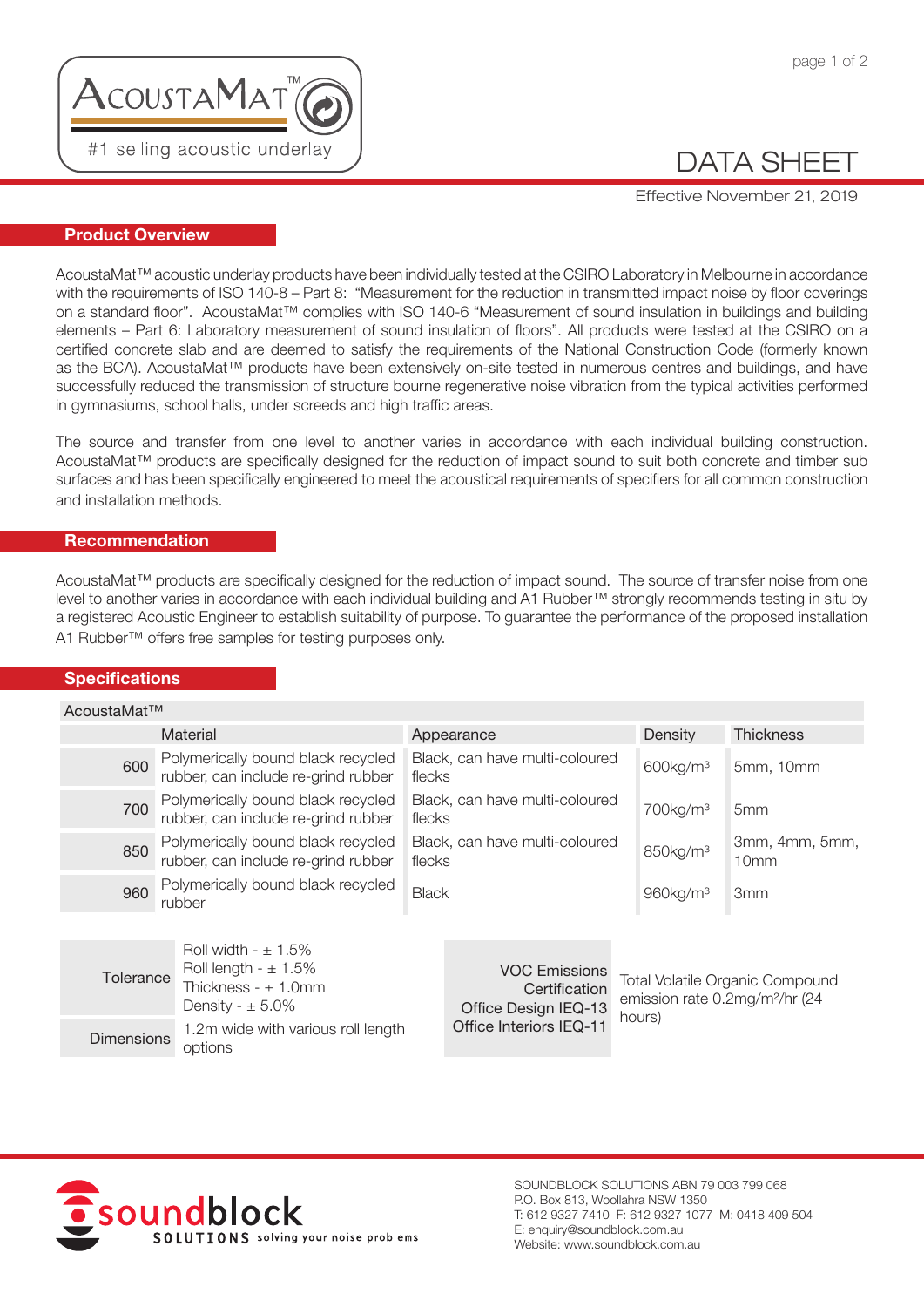AcoustaMat™

#1 selling acoustic underlay

# DATA SHEET

Effective November 21, 2019

## Product Overview

AcoustaMat™ acoustic underlay products have been individually tested at the CSIRO Laboratory in Melbourne in accordance with the requirements of ISO 140-8 – Part 8: "Measurement for the reduction in transmitted impact noise by floor coverings on a standard floor". AcoustaMat™ complies with ISO 140-6 "Measurement of sound insulation in buildings and building elements – Part 6: Laboratory measurement of sound insulation of floors". All products were tested at the CSIRO on a certified concrete slab and are deemed to satisfy the requirements of the National Construction Code (formerly known as the BCA). AcoustaMat™ products have been extensively on-site tested in numerous centres and buildings, and have successfully reduced the transmission of structure bourne regenerative noise vibration from the typical activities performed in gymnasiums, school halls, under screeds and high traffic areas.

The source and transfer from one level to another varies in accordance with each individual building construction. AcoustaMat™ products are specifically designed for the reduction of impact sound to suit both concrete and timber sub surfaces and has been specifically engineered to meet the acoustical requirements of specifiers for all common construction and installation methods.

## Recommendation

AcoustaMat™ products are specifically designed for the reduction of impact sound. The source of transfer noise from one level to another varies in accordance with each individual building and A1 Rubber™ strongly recommends testing in situ by a registered Acoustic Engineer to establish suitability of purpose. To guarantee the performance of the proposed installation A1 Rubber™ offers free samples for testing purposes only.

## Specifications

AcoustaMat™

| | Material | Appearance | Density | Thickness |
|---|---|---|---|---|
| 600 | Polymerically bound black recycled rubber, can include re-grind rubber | Black, can have multi-coloured flecks | 600kg/m³ | 5mm, 10mm |
| 700 | Polymerically bound black recycled rubber, can include re-grind rubber | Black, can have multi-coloured flecks | 700kg/m³ | 5mm |
| 850 | Polymerically bound black recycled rubber, can include re-grind rubber | Black, can have multi-coloured flecks | 850kg/m³ | 3mm, 4mm, 5mm, 10mm |
| 960 | Polymerically bound black recycled rubber | Black | 960kg/m³ | 3mm |

| | |
|---|---|
| Tolerance | Roll width - ± 1.5%<br>Roll length - ± 1.5%<br>Thickness - ± 1.0mm<br>Density - ± 5.0% |
| Dimensions | 1.2m wide with various roll length options |

| | |
|---|---|
| VOC Emissions Certification<br>Office Design IEQ-13<br>Office Interiors IEQ-11 | Total Volatile Organic Compound emission rate 0.2mg/m²/hr (24 hours) |

soundblock SOLUTIONS | solving your noise problems

SOUNDBLOCK SOLUTIONS ABN 79 003 799 068
P.O. Box 813, Woollahra NSW 1350
T: 612 9327 7410 F: 612 9327 1077 M: 0418 409 504
E: enquiry@soundblock.com.au
Website: www.soundblock.com.au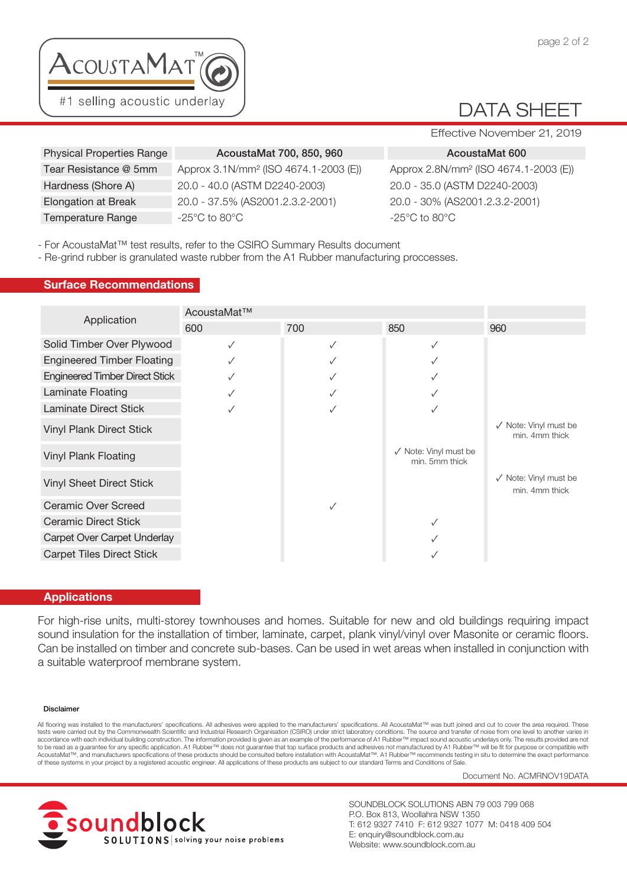AcoustaMat™

#1 selling acoustic underlay

# DATA SHEET

Effective November 21, 2019

| Physical Properties Range | AcoustaMat 700, 850, 960 | AcoustaMat 600 |
|---|---|---|
| Tear Resistance @ 5mm | Approx 3.1N/mm² (ISO 4674.1-2003 (E)) | Approx 2.8N/mm² (ISO 4674.1-2003 (E)) |
| Hardness (Shore A) | 20.0 - 40.0 (ASTM D2240-2003) | 20.0 - 35.0 (ASTM D2240-2003) |
| Elongation at Break | 20.0 - 37.5% (AS2001.2.3.2-2001) | 20.0 - 30% (AS2001.2.3.2-2001) |
| Temperature Range | -25°C to 80°C | -25°C to 80°C |

- For AcoustaMat™ test results, refer to the CSIRO Summary Results document
- Re-grind rubber is granulated waste rubber from the A1 Rubber manufacturing proccesses.

## Surface Recommendations

| Application | AcoustaMat™ | | | |
|---|---|---|---|---|
| | 600 | 700 | 850 | 960 |
| Solid Timber Over Plywood | ✓ | ✓ | ✓ | |
| Engineered Timber Floating | ✓ | ✓ | ✓ | |
| Engineered Timber Direct Stick | ✓ | ✓ | ✓ | |
| Laminate Floating | ✓ | ✓ | ✓ | |
| Laminate Direct Stick | ✓ | ✓ | ✓ | |
| Vinyl Plank Direct Stick | | | | ✓ Note: Vinyl must be min. 4mm thick |
| Vinyl Plank Floating | | | ✓ Note: Vinyl must be min. 5mm thick | |
| Vinyl Sheet Direct Stick | | | | ✓ Note: Vinyl must be min. 4mm thick |
| Ceramic Over Screed | | ✓ | | |
| Ceramic Direct Stick | | | ✓ | |
| Carpet Over Carpet Underlay | | | ✓ | |
| Carpet Tiles Direct Stick | | | ✓ | |

## Applications

For high-rise units, multi-storey townhouses and homes. Suitable for new and old buildings requiring impact sound insulation for the installation of timber, laminate, carpet, plank vinyl/vinyl over Masonite or ceramic floors. Can be installed on timber and concrete sub-bases. Can be used in wet areas when installed in conjunction with a suitable waterproof membrane system.

**Disclaimer**

All flooring was installed to the manufacturers' specifications. All adhesives were applied to the manufacturers' specifications. All AcoustaMat™ was butt joined and cut to cover the area required. These tests were carried out by the Commonwealth Scientific and Industrial Research Organisation (CSIRO) under strict laboratory conditions. The source and transfer of noise from one level to another varies in accordance with each individual building construction. The information provided is given as an example of the performance of A1 Rubber™ impact sound acoustic underlays only. The results provided are not to be read as a guarantee for any specific application. A1 Rubber™ does not guarantee that top surface products and adhesives not manufactured by A1 Rubber™ will be fit for purpose or compatible with AcoustaMat™, and manufacturers specifications of these products should be consulted before installation with AcoustaMat™. A1 Rubber™ recommends testing in situ to determine the exact performance of these systems in your project by a registered acoustic engineer. All applications of these products are subject to our standard Terms and Conditions of Sale.

Document No. ACMRNOV19DATA

soundblock SOLUTIONS | solving your noise problems

SOUNDBLOCK SOLUTIONS ABN 79 003 799 068
P.O. Box 813, Woollahra NSW 1350
T: 612 9327 7410 F: 612 9327 1077 M: 0418 409 504
E: enquiry@soundblock.com.au
Website: www.soundblock.com.au